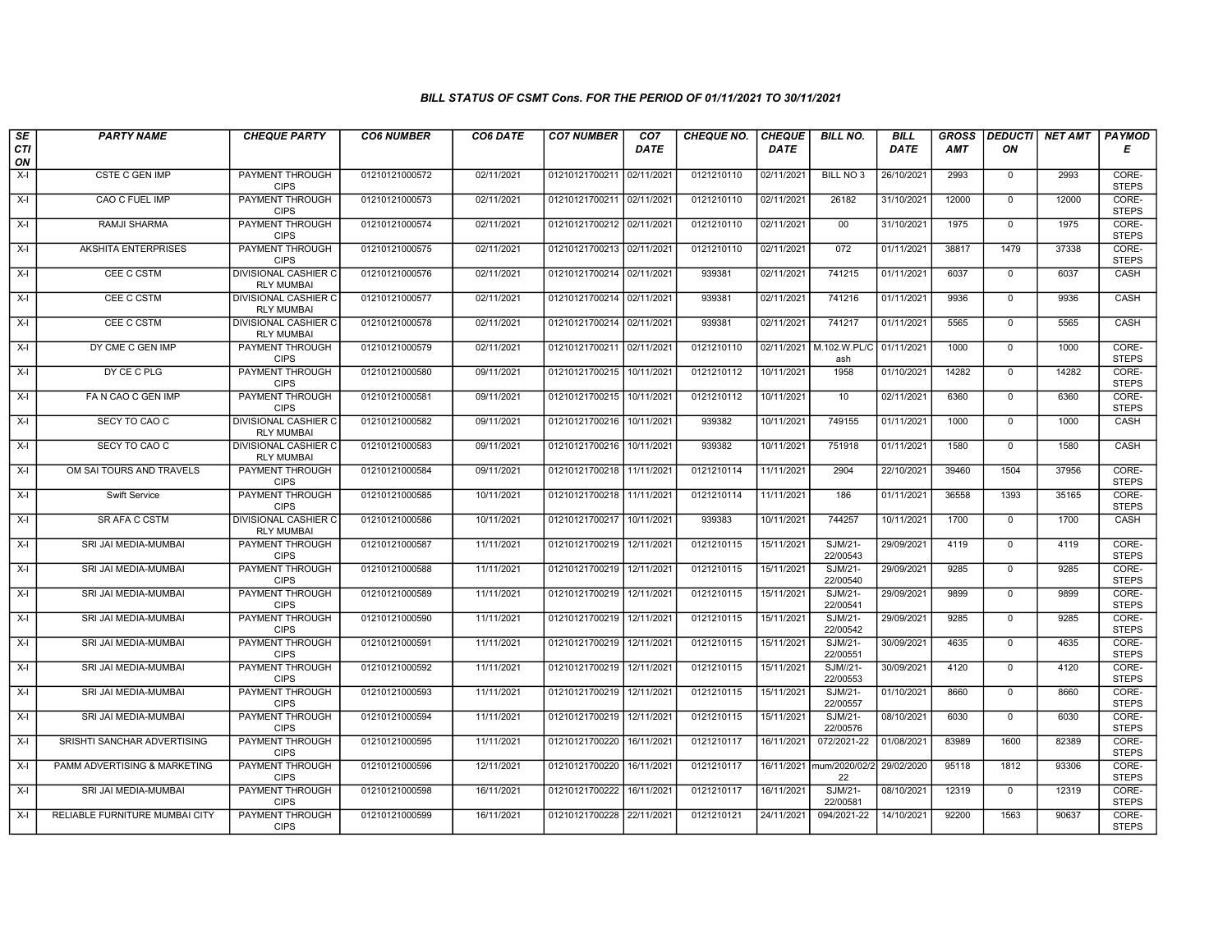*BILL STATUS OF CSMT Cons. FOR THE PERIOD OF 01/11/2021 TO 30/11/2021*

| SECTION | PARTY NAME | CHEQUE PARTY | CO6 NUMBER | CO6 DATE | CO7 NUMBER | CO7 DATE | CHEQUE NO. | CHEQUE DATE | BILL NO. | BILL DATE | GROSS AMT | DEDUCTION | NET AMT | PAYMODE |
|---|---|---|---|---|---|---|---|---|---|---|---|---|---|---|
| X-I | CSTE C GEN IMP | PAYMENT THROUGH CIPS | 01210121000572 | 02/11/2021 | 01210121700211 | 02/11/2021 | 0121210110 | 02/11/2021 | BILL NO 3 | 26/10/2021 | 2993 | 0 | 2993 | CORE-STEPS |
| X-I | CAO C FUEL IMP | PAYMENT THROUGH CIPS | 01210121000573 | 02/11/2021 | 01210121700211 | 02/11/2021 | 0121210110 | 02/11/2021 | 26182 | 31/10/2021 | 12000 | 0 | 12000 | CORE-STEPS |
| X-I | RAMJI SHARMA | PAYMENT THROUGH CIPS | 01210121000574 | 02/11/2021 | 01210121700212 | 02/11/2021 | 0121210110 | 02/11/2021 | 00 | 31/10/2021 | 1975 | 0 | 1975 | CORE-STEPS |
| X-I | AKSHITA ENTERPRISES | PAYMENT THROUGH CIPS | 01210121000575 | 02/11/2021 | 01210121700213 | 02/11/2021 | 0121210110 | 02/11/2021 | 072 | 01/11/2021 | 38817 | 1479 | 37338 | CORE-STEPS |
| X-I | CEE C CSTM | DIVISIONAL CASHIER C RLY MUMBAI | 01210121000576 | 02/11/2021 | 01210121700214 | 02/11/2021 | 939381 | 02/11/2021 | 741215 | 01/11/2021 | 6037 | 0 | 6037 | CASH |
| X-I | CEE C CSTM | DIVISIONAL CASHIER C RLY MUMBAI | 01210121000577 | 02/11/2021 | 01210121700214 | 02/11/2021 | 939381 | 02/11/2021 | 741216 | 01/11/2021 | 9936 | 0 | 9936 | CASH |
| X-I | CEE C CSTM | DIVISIONAL CASHIER C RLY MUMBAI | 01210121000578 | 02/11/2021 | 01210121700214 | 02/11/2021 | 939381 | 02/11/2021 | 741217 | 01/11/2021 | 5565 | 0 | 5565 | CASH |
| X-I | DY CME C GEN IMP | PAYMENT THROUGH CIPS | 01210121000579 | 02/11/2021 | 01210121700211 | 02/11/2021 | 0121210110 | 02/11/2021 | M.102.W.PL/Cash | 01/11/2021 | 1000 | 0 | 1000 | CORE-STEPS |
| X-I | DY CE C PLG | PAYMENT THROUGH CIPS | 01210121000580 | 09/11/2021 | 01210121700215 | 10/11/2021 | 0121210112 | 10/11/2021 | 1958 | 01/10/2021 | 14282 | 0 | 14282 | CORE-STEPS |
| X-I | FA N CAO C GEN IMP | PAYMENT THROUGH CIPS | 01210121000581 | 09/11/2021 | 01210121700215 | 10/11/2021 | 0121210112 | 10/11/2021 | 10 | 02/11/2021 | 6360 | 0 | 6360 | CORE-STEPS |
| X-I | SECY TO CAO C | DIVISIONAL CASHIER C RLY MUMBAI | 01210121000582 | 09/11/2021 | 01210121700216 | 10/11/2021 | 939382 | 10/11/2021 | 749155 | 01/11/2021 | 1000 | 0 | 1000 | CASH |
| X-I | SECY TO CAO C | DIVISIONAL CASHIER C RLY MUMBAI | 01210121000583 | 09/11/2021 | 01210121700216 | 10/11/2021 | 939382 | 10/11/2021 | 751918 | 01/11/2021 | 1580 | 0 | 1580 | CASH |
| X-I | OM SAI TOURS AND TRAVELS | PAYMENT THROUGH CIPS | 01210121000584 | 09/11/2021 | 01210121700218 | 11/11/2021 | 0121210114 | 11/11/2021 | 2904 | 22/10/2021 | 39460 | 1504 | 37956 | CORE-STEPS |
| X-I | Swift Service | PAYMENT THROUGH CIPS | 01210121000585 | 10/11/2021 | 01210121700218 | 11/11/2021 | 0121210114 | 11/11/2021 | 186 | 01/11/2021 | 36558 | 1393 | 35165 | CORE-STEPS |
| X-I | SR AFA C CSTM | DIVISIONAL CASHIER C RLY MUMBAI | 01210121000586 | 10/11/2021 | 01210121700217 | 10/11/2021 | 939383 | 10/11/2021 | 744257 | 10/11/2021 | 1700 | 0 | 1700 | CASH |
| X-I | SRI JAI MEDIA-MUMBAI | PAYMENT THROUGH CIPS | 01210121000587 | 11/11/2021 | 01210121700219 | 12/11/2021 | 0121210115 | 15/11/2021 | SJM/21-22/00543 | 29/09/2021 | 4119 | 0 | 4119 | CORE-STEPS |
| X-I | SRI JAI MEDIA-MUMBAI | PAYMENT THROUGH CIPS | 01210121000588 | 11/11/2021 | 01210121700219 | 12/11/2021 | 0121210115 | 15/11/2021 | SJM/21-22/00540 | 29/09/2021 | 9285 | 0 | 9285 | CORE-STEPS |
| X-I | SRI JAI MEDIA-MUMBAI | PAYMENT THROUGH CIPS | 01210121000589 | 11/11/2021 | 01210121700219 | 12/11/2021 | 0121210115 | 15/11/2021 | SJM/21-22/00541 | 29/09/2021 | 9899 | 0 | 9899 | CORE-STEPS |
| X-I | SRI JAI MEDIA-MUMBAI | PAYMENT THROUGH CIPS | 01210121000590 | 11/11/2021 | 01210121700219 | 12/11/2021 | 0121210115 | 15/11/2021 | SJM/21-22/00542 | 29/09/2021 | 9285 | 0 | 9285 | CORE-STEPS |
| X-I | SRI JAI MEDIA-MUMBAI | PAYMENT THROUGH CIPS | 01210121000591 | 11/11/2021 | 01210121700219 | 12/11/2021 | 0121210115 | 15/11/2021 | SJM/21-22/00551 | 30/09/2021 | 4635 | 0 | 4635 | CORE-STEPS |
| X-I | SRI JAI MEDIA-MUMBAI | PAYMENT THROUGH CIPS | 01210121000592 | 11/11/2021 | 01210121700219 | 12/11/2021 | 0121210115 | 15/11/2021 | SJM//21-22/00553 | 30/09/2021 | 4120 | 0 | 4120 | CORE-STEPS |
| X-I | SRI JAI MEDIA-MUMBAI | PAYMENT THROUGH CIPS | 01210121000593 | 11/11/2021 | 01210121700219 | 12/11/2021 | 0121210115 | 15/11/2021 | SJM/21-22/00557 | 01/10/2021 | 8660 | 0 | 8660 | CORE-STEPS |
| X-I | SRI JAI MEDIA-MUMBAI | PAYMENT THROUGH CIPS | 01210121000594 | 11/11/2021 | 01210121700219 | 12/11/2021 | 0121210115 | 15/11/2021 | SJM/21-22/00576 | 08/10/2021 | 6030 | 0 | 6030 | CORE-STEPS |
| X-I | SRISHTI SANCHAR ADVERTISING | PAYMENT THROUGH CIPS | 01210121000595 | 11/11/2021 | 01210121700220 | 16/11/2021 | 0121210117 | 16/11/2021 | 072/2021-22 | 01/08/2021 | 83989 | 1600 | 82389 | CORE-STEPS |
| X-I | PAMM ADVERTISING & MARKETING | PAYMENT THROUGH CIPS | 01210121000596 | 12/11/2021 | 01210121700220 | 16/11/2021 | 0121210117 | 16/11/2021 | mum/2020/02/222 | 29/02/2020 | 95118 | 1812 | 93306 | CORE-STEPS |
| X-I | SRI JAI MEDIA-MUMBAI | PAYMENT THROUGH CIPS | 01210121000598 | 16/11/2021 | 01210121700222 | 16/11/2021 | 0121210117 | 16/11/2021 | SJM/21-22/00581 | 08/10/2021 | 12319 | 0 | 12319 | CORE-STEPS |
| X-I | RELIABLE FURNITURE MUMBAI CITY | PAYMENT THROUGH CIPS | 01210121000599 | 16/11/2021 | 01210121700228 | 22/11/2021 | 0121210121 | 24/11/2021 | 094/2021-22 | 14/10/2021 | 92200 | 1563 | 90637 | CORE-STEPS |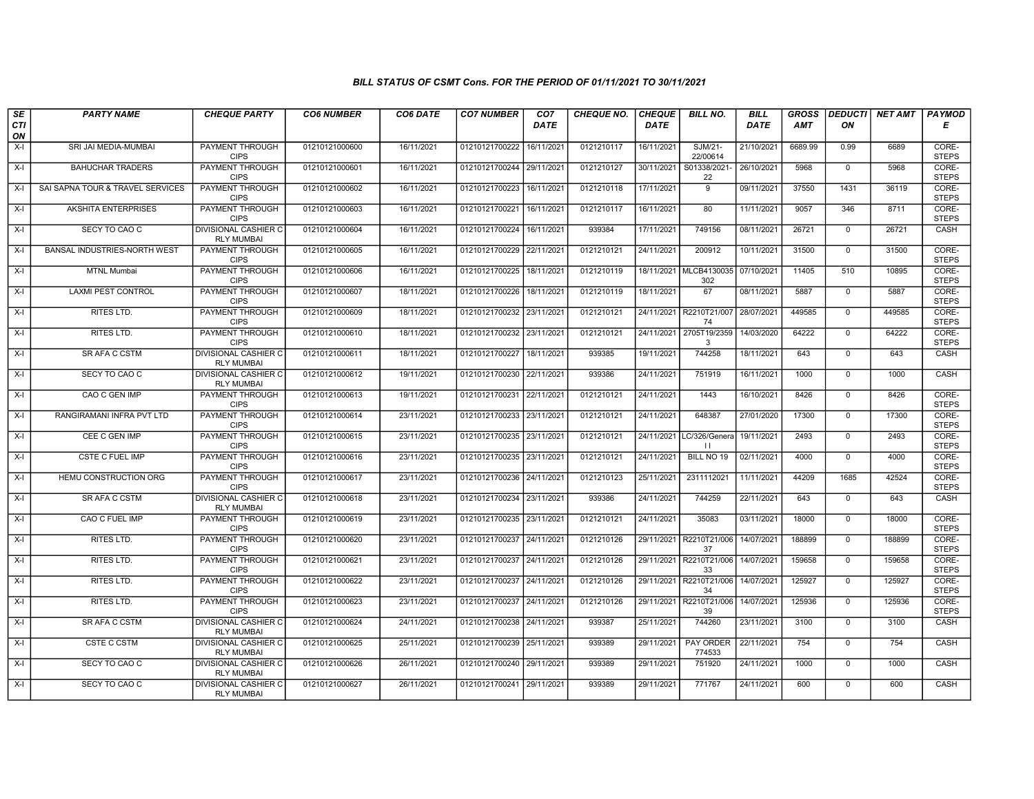### *BILL STATUS OF CSMT Cons. FOR THE PERIOD OF 01/11/2021 TO 30/11/2021*

| *SECTION* | *PARTY NAME* | *CHEQUE PARTY* | *CO6 NUMBER* | *CO6 DATE* | *CO7 NUMBER* | *CO7 DATE* | *CHEQUE NO.* | *CHEQUE DATE* | *BILL NO.* | *BILL DATE* | *GROSS AMT* | *DEDUCTION* | *NET AMT* | *PAYMODE* |
|---|---|---|---|---|---|---|---|---|---|---|---|---|---|---|
| X-I | SRI JAI MEDIA-MUMBAI | PAYMENT THROUGH CIPS | 01210121000600 | 16/11/2021 | 01210121700222 | 16/11/2021 | 0121210117 | 16/11/2021 | SJM/21-22/00614 | 21/10/2021 | 6689.99 | 0.99 | 6689 | CORE-STEPS |
| X-I | BAHUCHAR TRADERS | PAYMENT THROUGH CIPS | 01210121000601 | 16/11/2021 | 01210121700244 | 29/11/2021 | 0121210127 | 30/11/2021 | S01338/2021-22 | 26/10/2021 | 5968 | 0 | 5968 | CORE-STEPS |
| X-I | SAI SAPNA TOUR & TRAVEL SERVICES | PAYMENT THROUGH CIPS | 01210121000602 | 16/11/2021 | 01210121700223 | 16/11/2021 | 0121210118 | 17/11/2021 | 9 | 09/11/2021 | 37550 | 1431 | 36119 | CORE-STEPS |
| X-I | AKSHITA ENTERPRISES | PAYMENT THROUGH CIPS | 01210121000603 | 16/11/2021 | 01210121700221 | 16/11/2021 | 0121210117 | 16/11/2021 | 80 | 11/11/2021 | 9057 | 346 | 8711 | CORE-STEPS |
| X-I | SECY TO CAO C | DIVISIONAL CASHIER C RLY MUMBAI | 01210121000604 | 16/11/2021 | 01210121700224 | 16/11/2021 | 939384 | 17/11/2021 | 749156 | 08/11/2021 | 26721 | 0 | 26721 | CASH |
| X-I | BANSAL INDUSTRIES-NORTH WEST | PAYMENT THROUGH CIPS | 01210121000605 | 16/11/2021 | 01210121700229 | 22/11/2021 | 0121210121 | 24/11/2021 | 200912 | 10/11/2021 | 31500 | 0 | 31500 | CORE-STEPS |
| X-I | MTNL Mumbai | PAYMENT THROUGH CIPS | 01210121000606 | 16/11/2021 | 01210121700225 | 18/11/2021 | 0121210119 | 18/11/2021 | MLCB4130035302 | 07/10/2021 | 11405 | 510 | 10895 | CORE-STEPS |
| X-I | LAXMI PEST CONTROL | PAYMENT THROUGH CIPS | 01210121000607 | 18/11/2021 | 01210121700226 | 18/11/2021 | 0121210119 | 18/11/2021 | 67 | 08/11/2021 | 5887 | 0 | 5887 | CORE-STEPS |
| X-I | RITES LTD. | PAYMENT THROUGH CIPS | 01210121000609 | 18/11/2021 | 01210121700232 | 23/11/2021 | 0121210121 | 24/11/2021 | R2210T21/00774 | 28/07/2021 | 449585 | 0 | 449585 | CORE-STEPS |
| X-I | RITES LTD. | PAYMENT THROUGH CIPS | 01210121000610 | 18/11/2021 | 01210121700232 | 23/11/2021 | 0121210121 | 24/11/2021 | 2705T19/23593 | 14/03/2020 | 64222 | 0 | 64222 | CORE-STEPS |
| X-I | SR AFA C CSTM | DIVISIONAL CASHIER C RLY MUMBAI | 01210121000611 | 18/11/2021 | 01210121700227 | 18/11/2021 | 939385 | 19/11/2021 | 744258 | 18/11/2021 | 643 | 0 | 643 | CASH |
| X-I | SECY TO CAO C | DIVISIONAL CASHIER C RLY MUMBAI | 01210121000612 | 19/11/2021 | 01210121700230 | 22/11/2021 | 939386 | 24/11/2021 | 751919 | 16/11/2021 | 1000 | 0 | 1000 | CASH |
| X-I | CAO C GEN IMP | PAYMENT THROUGH CIPS | 01210121000613 | 19/11/2021 | 01210121700231 | 22/11/2021 | 0121210121 | 24/11/2021 | 1443 | 16/10/2021 | 8426 | 0 | 8426 | CORE-STEPS |
| X-I | RANGIRAMANI INFRA PVT LTD | PAYMENT THROUGH CIPS | 01210121000614 | 23/11/2021 | 01210121700233 | 23/11/2021 | 0121210121 | 24/11/2021 | 648387 | 27/01/2020 | 17300 | 0 | 17300 | CORE-STEPS |
| X-I | CEE C GEN IMP | PAYMENT THROUGH CIPS | 01210121000615 | 23/11/2021 | 01210121700235 | 23/11/2021 | 0121210121 | 24/11/2021 | LC/326/General I | 19/11/2021 | 2493 | 0 | 2493 | CORE-STEPS |
| X-I | CSTE C FUEL IMP | PAYMENT THROUGH CIPS | 01210121000616 | 23/11/2021 | 01210121700235 | 23/11/2021 | 0121210121 | 24/11/2021 | BILL NO 19 | 02/11/2021 | 4000 | 0 | 4000 | CORE-STEPS |
| X-I | HEMU CONSTRUCTION ORG | PAYMENT THROUGH CIPS | 01210121000617 | 23/11/2021 | 01210121700236 | 24/11/2021 | 0121210123 | 25/11/2021 | 2311112021 | 11/11/2021 | 44209 | 1685 | 42524 | CORE-STEPS |
| X-I | SR AFA C CSTM | DIVISIONAL CASHIER C RLY MUMBAI | 01210121000618 | 23/11/2021 | 01210121700234 | 23/11/2021 | 939386 | 24/11/2021 | 744259 | 22/11/2021 | 643 | 0 | 643 | CASH |
| X-I | CAO C FUEL IMP | PAYMENT THROUGH CIPS | 01210121000619 | 23/11/2021 | 01210121700235 | 23/11/2021 | 0121210121 | 24/11/2021 | 35083 | 03/11/2021 | 18000 | 0 | 18000 | CORE-STEPS |
| X-I | RITES LTD. | PAYMENT THROUGH CIPS | 01210121000620 | 23/11/2021 | 01210121700237 | 24/11/2021 | 0121210126 | 29/11/2021 | R2210T21/00637 | 14/07/2021 | 188899 | 0 | 188899 | CORE-STEPS |
| X-I | RITES LTD. | PAYMENT THROUGH CIPS | 01210121000621 | 23/11/2021 | 01210121700237 | 24/11/2021 | 0121210126 | 29/11/2021 | R2210T21/00633 | 14/07/2021 | 159658 | 0 | 159658 | CORE-STEPS |
| X-I | RITES LTD. | PAYMENT THROUGH CIPS | 01210121000622 | 23/11/2021 | 01210121700237 | 24/11/2021 | 0121210126 | 29/11/2021 | R2210T21/00634 | 14/07/2021 | 125927 | 0 | 125927 | CORE-STEPS |
| X-I | RITES LTD. | PAYMENT THROUGH CIPS | 01210121000623 | 23/11/2021 | 01210121700237 | 24/11/2021 | 0121210126 | 29/11/2021 | R2210T21/00639 | 14/07/2021 | 125936 | 0 | 125936 | CORE-STEPS |
| X-I | SR AFA C CSTM | DIVISIONAL CASHIER C RLY MUMBAI | 01210121000624 | 24/11/2021 | 01210121700238 | 24/11/2021 | 939387 | 25/11/2021 | 744260 | 23/11/2021 | 3100 | 0 | 3100 | CASH |
| X-I | CSTE C CSTM | DIVISIONAL CASHIER C RLY MUMBAI | 01210121000625 | 25/11/2021 | 01210121700239 | 25/11/2021 | 939389 | 29/11/2021 | PAY ORDER 774533 | 22/11/2021 | 754 | 0 | 754 | CASH |
| X-I | SECY TO CAO C | DIVISIONAL CASHIER C RLY MUMBAI | 01210121000626 | 26/11/2021 | 01210121700240 | 29/11/2021 | 939389 | 29/11/2021 | 751920 | 24/11/2021 | 1000 | 0 | 1000 | CASH |
| X-I | SECY TO CAO C | DIVISIONAL CASHIER C RLY MUMBAI | 01210121000627 | 26/11/2021 | 01210121700241 | 29/11/2021 | 939389 | 29/11/2021 | 771767 | 24/11/2021 | 600 | 0 | 600 | CASH |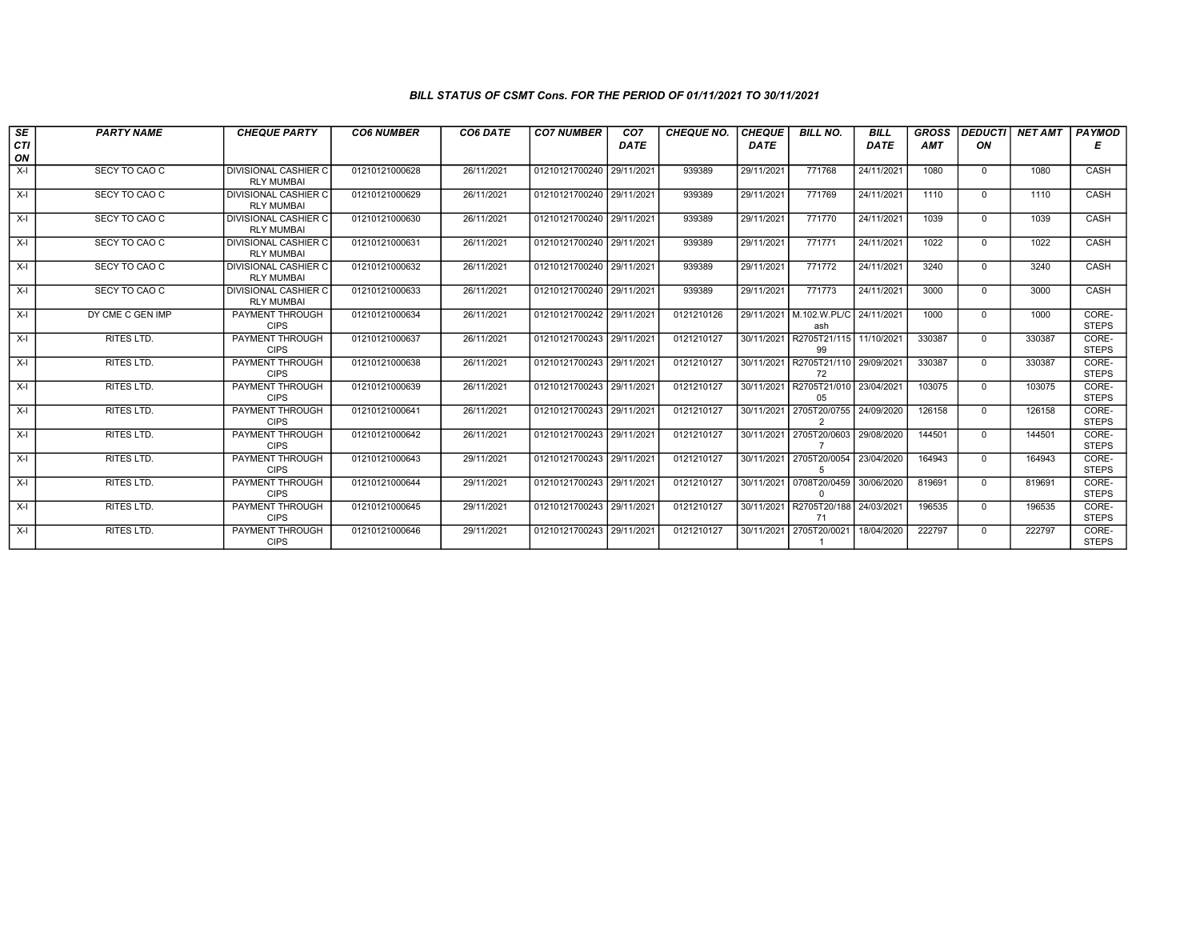*BILL STATUS OF CSMT Cons. FOR THE PERIOD OF 01/11/2021 TO 30/11/2021*

| SECTION | PARTY NAME | CHEQUE PARTY | CO6 NUMBER | CO6 DATE | CO7 NUMBER | CO7 DATE | CHEQUE NO. | CHEQUE DATE | BILL NO. | BILL DATE | GROSS AMT | DEDUCTION | NET AMT | PAYMODE |
|---|---|---|---|---|---|---|---|---|---|---|---|---|---|---|
| X-I | SECY TO CAO C | DIVISIONAL CASHIER C RLY MUMBAI | 01210121000628 | 26/11/2021 | 01210121700240 | 29/11/2021 | 939389 | 29/11/2021 | 771768 | 24/11/2021 | 1080 | 0 | 1080 | CASH |
| X-I | SECY TO CAO C | DIVISIONAL CASHIER C RLY MUMBAI | 01210121000629 | 26/11/2021 | 01210121700240 | 29/11/2021 | 939389 | 29/11/2021 | 771769 | 24/11/2021 | 1110 | 0 | 1110 | CASH |
| X-I | SECY TO CAO C | DIVISIONAL CASHIER C RLY MUMBAI | 01210121000630 | 26/11/2021 | 01210121700240 | 29/11/2021 | 939389 | 29/11/2021 | 771770 | 24/11/2021 | 1039 | 0 | 1039 | CASH |
| X-I | SECY TO CAO C | DIVISIONAL CASHIER C RLY MUMBAI | 01210121000631 | 26/11/2021 | 01210121700240 | 29/11/2021 | 939389 | 29/11/2021 | 771771 | 24/11/2021 | 1022 | 0 | 1022 | CASH |
| X-I | SECY TO CAO C | DIVISIONAL CASHIER C RLY MUMBAI | 01210121000632 | 26/11/2021 | 01210121700240 | 29/11/2021 | 939389 | 29/11/2021 | 771772 | 24/11/2021 | 3240 | 0 | 3240 | CASH |
| X-I | SECY TO CAO C | DIVISIONAL CASHIER C RLY MUMBAI | 01210121000633 | 26/11/2021 | 01210121700240 | 29/11/2021 | 939389 | 29/11/2021 | 771773 | 24/11/2021 | 3000 | 0 | 3000 | CASH |
| X-I | DY CME C GEN IMP | PAYMENT THROUGH CIPS | 01210121000634 | 26/11/2021 | 01210121700242 | 29/11/2021 | 0121210126 | 29/11/2021 | M.102.W.PL/Cash | 24/11/2021 | 1000 | 0 | 1000 | CORE-STEPS |
| X-I | RITES LTD. | PAYMENT THROUGH CIPS | 01210121000637 | 26/11/2021 | 01210121700243 | 29/11/2021 | 0121210127 | 30/11/2021 | R2705T21/11599 | 11/10/2021 | 330387 | 0 | 330387 | CORE-STEPS |
| X-I | RITES LTD. | PAYMENT THROUGH CIPS | 01210121000638 | 26/11/2021 | 01210121700243 | 29/11/2021 | 0121210127 | 30/11/2021 | R2705T21/11072 | 29/09/2021 | 330387 | 0 | 330387 | CORE-STEPS |
| X-I | RITES LTD. | PAYMENT THROUGH CIPS | 01210121000639 | 26/11/2021 | 01210121700243 | 29/11/2021 | 0121210127 | 30/11/2021 | R2705T21/01005 | 23/04/2021 | 103075 | 0 | 103075 | CORE-STEPS |
| X-I | RITES LTD. | PAYMENT THROUGH CIPS | 01210121000641 | 26/11/2021 | 01210121700243 | 29/11/2021 | 0121210127 | 30/11/2021 | 2705T20/07552 | 24/09/2020 | 126158 | 0 | 126158 | CORE-STEPS |
| X-I | RITES LTD. | PAYMENT THROUGH CIPS | 01210121000642 | 26/11/2021 | 01210121700243 | 29/11/2021 | 0121210127 | 30/11/2021 | 2705T20/06037 | 29/08/2020 | 144501 | 0 | 144501 | CORE-STEPS |
| X-I | RITES LTD. | PAYMENT THROUGH CIPS | 01210121000643 | 29/11/2021 | 01210121700243 | 29/11/2021 | 0121210127 | 30/11/2021 | 2705T20/00545 | 23/04/2020 | 164943 | 0 | 164943 | CORE-STEPS |
| X-I | RITES LTD. | PAYMENT THROUGH CIPS | 01210121000644 | 29/11/2021 | 01210121700243 | 29/11/2021 | 0121210127 | 30/11/2021 | 0708T20/04590 | 30/06/2020 | 819691 | 0 | 819691 | CORE-STEPS |
| X-I | RITES LTD. | PAYMENT THROUGH CIPS | 01210121000645 | 29/11/2021 | 01210121700243 | 29/11/2021 | 0121210127 | 30/11/2021 | R2705T20/18871 | 24/03/2021 | 196535 | 0 | 196535 | CORE-STEPS |
| X-I | RITES LTD. | PAYMENT THROUGH CIPS | 01210121000646 | 29/11/2021 | 01210121700243 | 29/11/2021 | 0121210127 | 30/11/2021 | 2705T20/00211 | 18/04/2020 | 222797 | 0 | 222797 | CORE-STEPS |